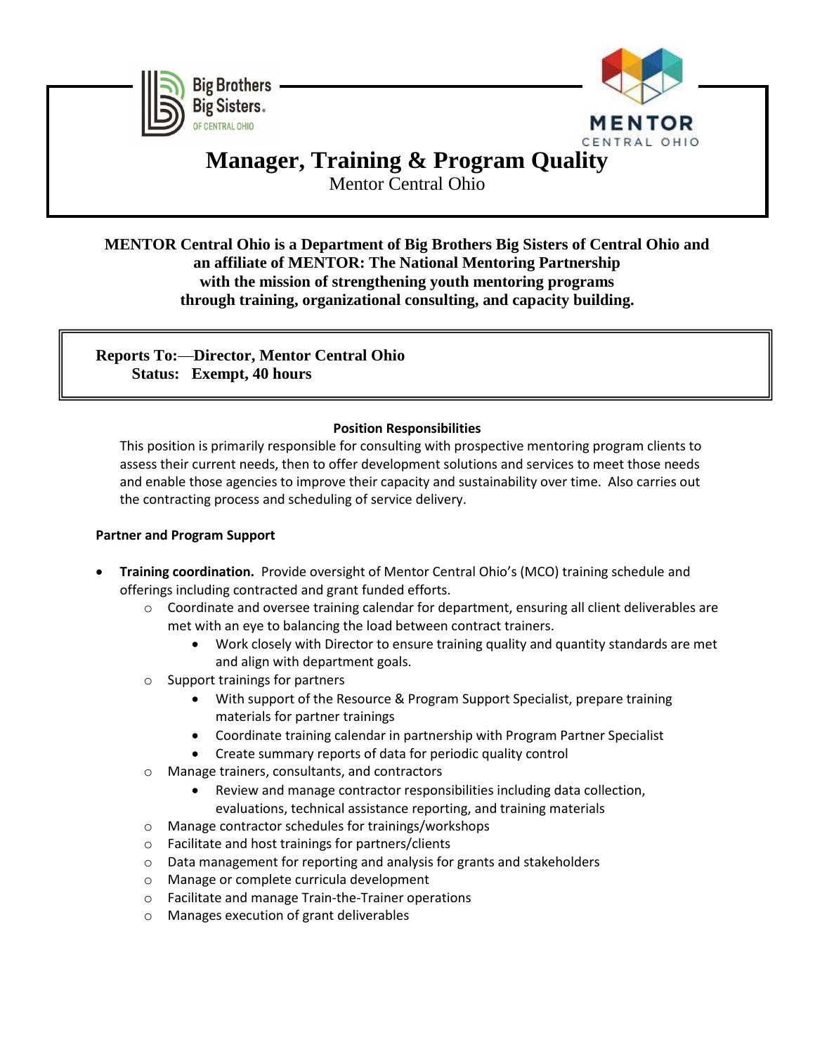# Manager, Training & Program Quality

Mentor Central Ohio

**MENTOR Central Ohio is a Department of Big Brothers Big Sisters of Central Ohio and an affiliate of MENTOR: The National Mentoring Partnership with the mission of strengthening youth mentoring programs through training, organizational consulting, and capacity building.**

**Reports To:—Director, Mentor Central Ohio**
**Status: Exempt, 40 hours**

**Position Responsibilities**

This position is primarily responsible for consulting with prospective mentoring program clients to assess their current needs, then to offer development solutions and services to meet those needs and enable those agencies to improve their capacity and sustainability over time. Also carries out the contracting process and scheduling of service delivery.

**Partner and Program Support**

- **Training coordination.** Provide oversight of Mentor Central Ohio's (MCO) training schedule and offerings including contracted and grant funded efforts.
  - Coordinate and oversee training calendar for department, ensuring all client deliverables are met with an eye to balancing the load between contract trainers.
    - Work closely with Director to ensure training quality and quantity standards are met and align with department goals.
  - Support trainings for partners
    - With support of the Resource & Program Support Specialist, prepare training materials for partner trainings
    - Coordinate training calendar in partnership with Program Partner Specialist
    - Create summary reports of data for periodic quality control
  - Manage trainers, consultants, and contractors
    - Review and manage contractor responsibilities including data collection, evaluations, technical assistance reporting, and training materials
  - Manage contractor schedules for trainings/workshops
  - Facilitate and host trainings for partners/clients
  - Data management for reporting and analysis for grants and stakeholders
  - Manage or complete curricula development
  - Facilitate and manage Train-the-Trainer operations
  - Manages execution of grant deliverables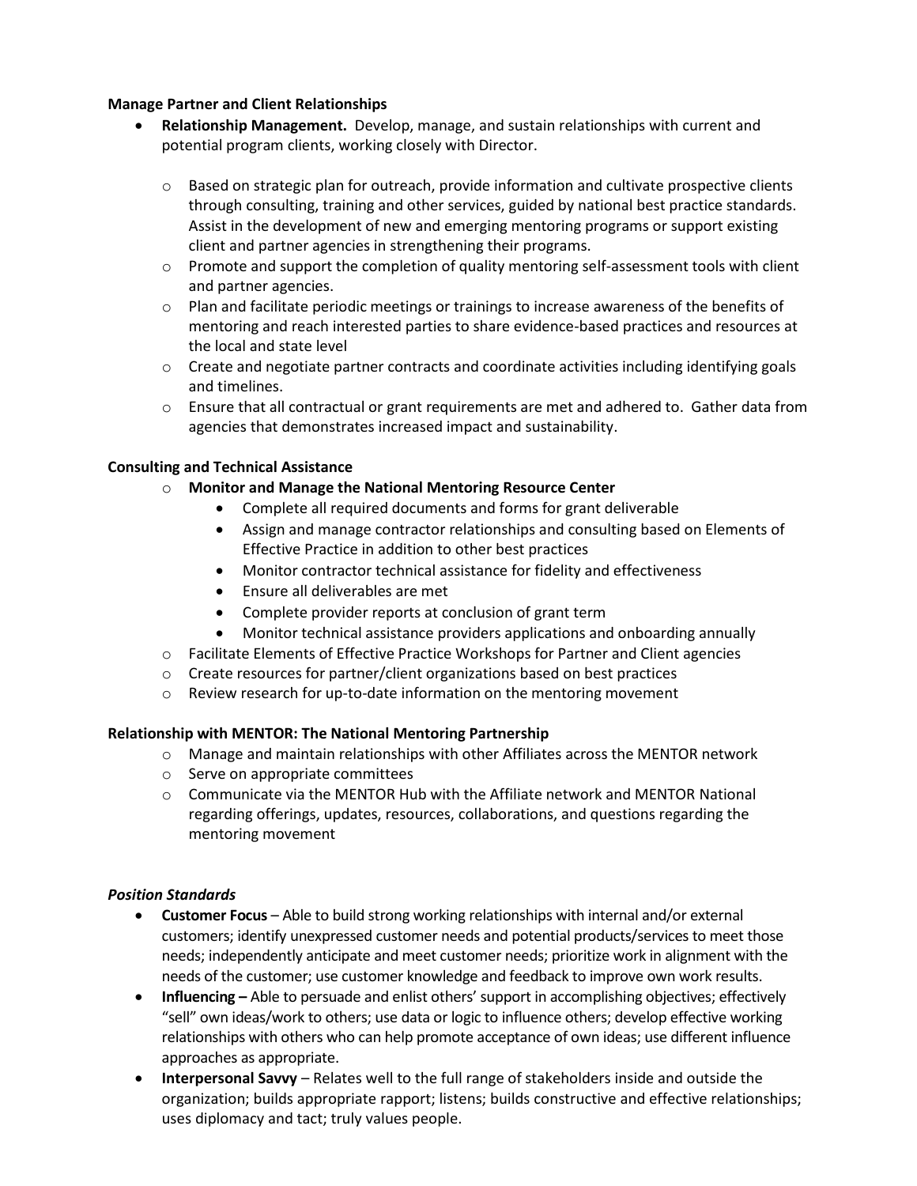**Manage Partner and Client Relationships**

- **Relationship Management.** Develop, manage, and sustain relationships with current and potential program clients, working closely with Director.
  - Based on strategic plan for outreach, provide information and cultivate prospective clients through consulting, training and other services, guided by national best practice standards. Assist in the development of new and emerging mentoring programs or support existing client and partner agencies in strengthening their programs.
  - Promote and support the completion of quality mentoring self-assessment tools with client and partner agencies.
  - Plan and facilitate periodic meetings or trainings to increase awareness of the benefits of mentoring and reach interested parties to share evidence-based practices and resources at the local and state level
  - Create and negotiate partner contracts and coordinate activities including identifying goals and timelines.
  - Ensure that all contractual or grant requirements are met and adhered to. Gather data from agencies that demonstrates increased impact and sustainability.

**Consulting and Technical Assistance**

- **Monitor and Manage the National Mentoring Resource Center**
  - Complete all required documents and forms for grant deliverable
  - Assign and manage contractor relationships and consulting based on Elements of Effective Practice in addition to other best practices
  - Monitor contractor technical assistance for fidelity and effectiveness
  - Ensure all deliverables are met
  - Complete provider reports at conclusion of grant term
  - Monitor technical assistance providers applications and onboarding annually
- Facilitate Elements of Effective Practice Workshops for Partner and Client agencies
- Create resources for partner/client organizations based on best practices
- Review research for up-to-date information on the mentoring movement

**Relationship with MENTOR: The National Mentoring Partnership**

- Manage and maintain relationships with other Affiliates across the MENTOR network
- Serve on appropriate committees
- Communicate via the MENTOR Hub with the Affiliate network and MENTOR National regarding offerings, updates, resources, collaborations, and questions regarding the mentoring movement

***Position Standards***

- **Customer Focus** – Able to build strong working relationships with internal and/or external customers; identify unexpressed customer needs and potential products/services to meet those needs; independently anticipate and meet customer needs; prioritize work in alignment with the needs of the customer; use customer knowledge and feedback to improve own work results.
- **Influencing –** Able to persuade and enlist others' support in accomplishing objectives; effectively "sell" own ideas/work to others; use data or logic to influence others; develop effective working relationships with others who can help promote acceptance of own ideas; use different influence approaches as appropriate.
- **Interpersonal Savvy** – Relates well to the full range of stakeholders inside and outside the organization; builds appropriate rapport; listens; builds constructive and effective relationships; uses diplomacy and tact; truly values people.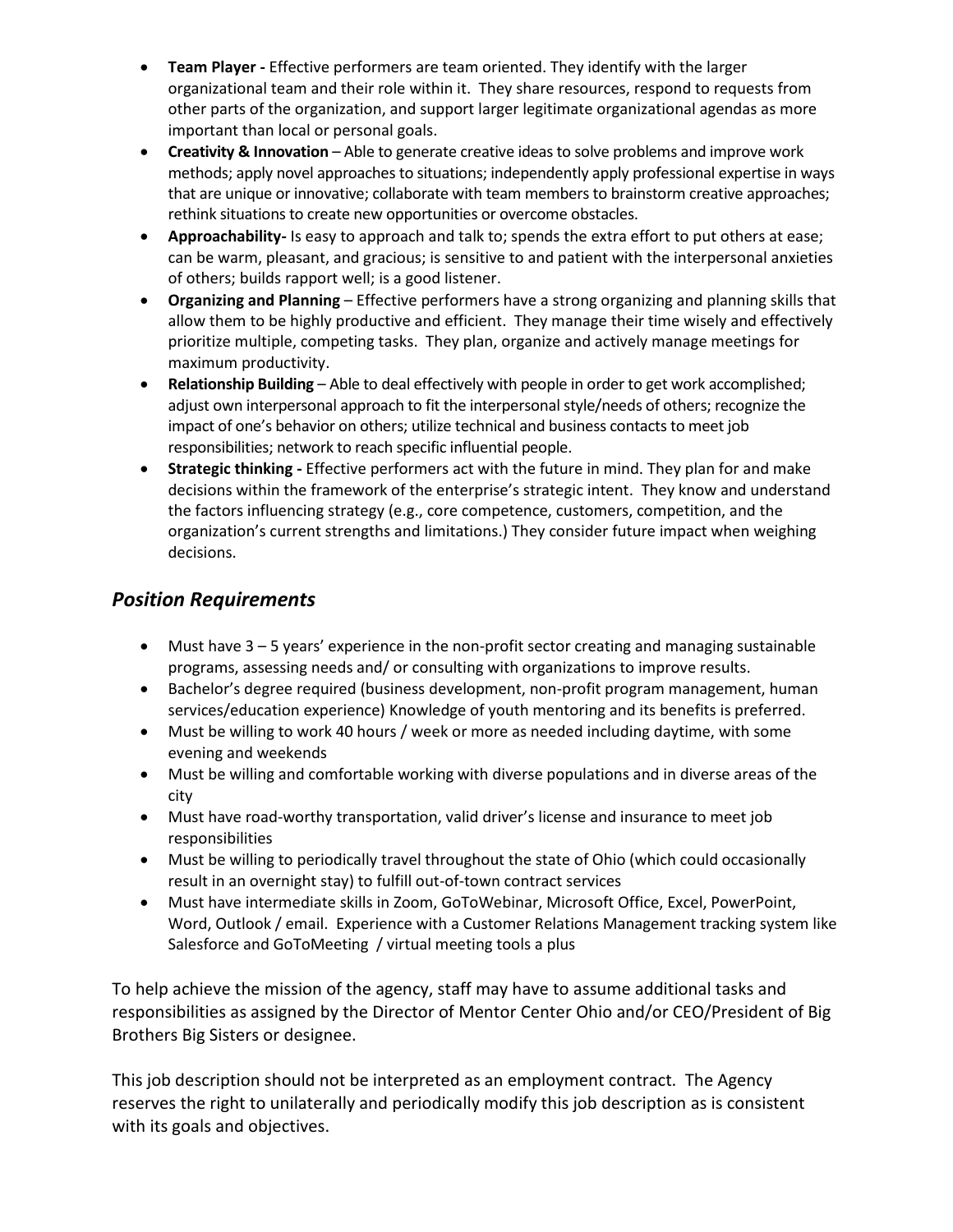- **Team Player -** Effective performers are team oriented. They identify with the larger organizational team and their role within it. They share resources, respond to requests from other parts of the organization, and support larger legitimate organizational agendas as more important than local or personal goals.
- **Creativity & Innovation** – Able to generate creative ideas to solve problems and improve work methods; apply novel approaches to situations; independently apply professional expertise in ways that are unique or innovative; collaborate with team members to brainstorm creative approaches; rethink situations to create new opportunities or overcome obstacles.
- **Approachability-** Is easy to approach and talk to; spends the extra effort to put others at ease; can be warm, pleasant, and gracious; is sensitive to and patient with the interpersonal anxieties of others; builds rapport well; is a good listener.
- **Organizing and Planning** – Effective performers have a strong organizing and planning skills that allow them to be highly productive and efficient. They manage their time wisely and effectively prioritize multiple, competing tasks. They plan, organize and actively manage meetings for maximum productivity.
- **Relationship Building** – Able to deal effectively with people in order to get work accomplished; adjust own interpersonal approach to fit the interpersonal style/needs of others; recognize the impact of one's behavior on others; utilize technical and business contacts to meet job responsibilities; network to reach specific influential people.
- **Strategic thinking -** Effective performers act with the future in mind. They plan for and make decisions within the framework of the enterprise's strategic intent. They know and understand the factors influencing strategy (e.g., core competence, customers, competition, and the organization's current strengths and limitations.) They consider future impact when weighing decisions.

## *Position Requirements*

- Must have 3 – 5 years' experience in the non-profit sector creating and managing sustainable programs, assessing needs and/ or consulting with organizations to improve results.
- Bachelor's degree required (business development, non-profit program management, human services/education experience) Knowledge of youth mentoring and its benefits is preferred.
- Must be willing to work 40 hours / week or more as needed including daytime, with some evening and weekends
- Must be willing and comfortable working with diverse populations and in diverse areas of the city
- Must have road-worthy transportation, valid driver's license and insurance to meet job responsibilities
- Must be willing to periodically travel throughout the state of Ohio (which could occasionally result in an overnight stay) to fulfill out-of-town contract services
- Must have intermediate skills in Zoom, GoToWebinar, Microsoft Office, Excel, PowerPoint, Word, Outlook / email. Experience with a Customer Relations Management tracking system like Salesforce and GoToMeeting / virtual meeting tools a plus

To help achieve the mission of the agency, staff may have to assume additional tasks and responsibilities as assigned by the Director of Mentor Center Ohio and/or CEO/President of Big Brothers Big Sisters or designee.

This job description should not be interpreted as an employment contract. The Agency reserves the right to unilaterally and periodically modify this job description as is consistent with its goals and objectives.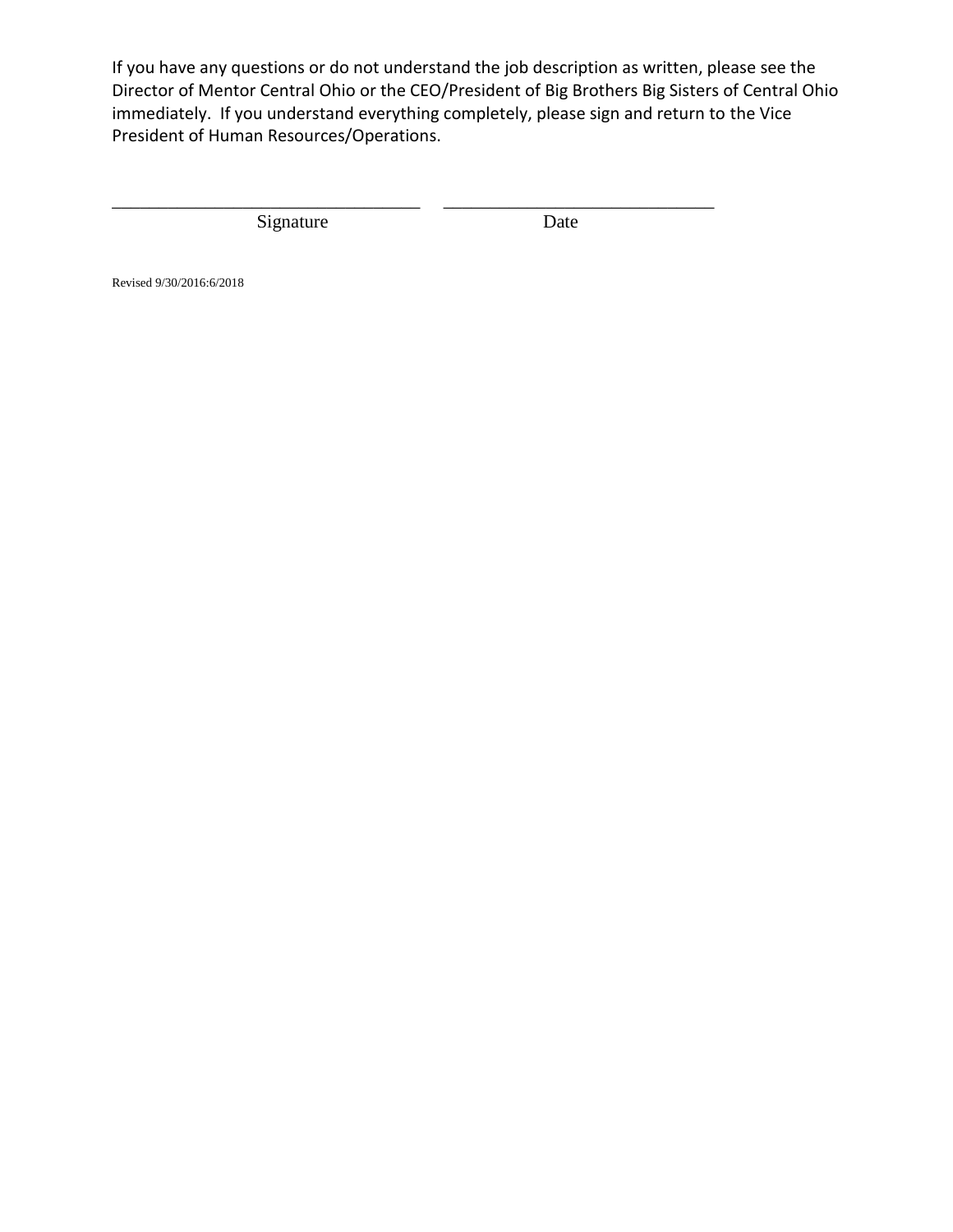If you have any questions or do not understand the job description as written, please see the Director of Mentor Central Ohio or the CEO/President of Big Brothers Big Sisters of Central Ohio immediately. If you understand everything completely, please sign and return to the Vice President of Human Resources/Operations.

\_\_\_\_\_\_\_\_\_\_\_\_\_\_\_\_\_\_\_\_\_\_\_\_\_\_\_\_\_\_\_\_\_\_\_\_ \_\_\_\_\_\_\_\_\_\_\_\_\_\_\_\_\_\_\_\_\_\_\_\_\_\_\_\_\_\_\_\_
Signature Date

Revised 9/30/2016:6/2018